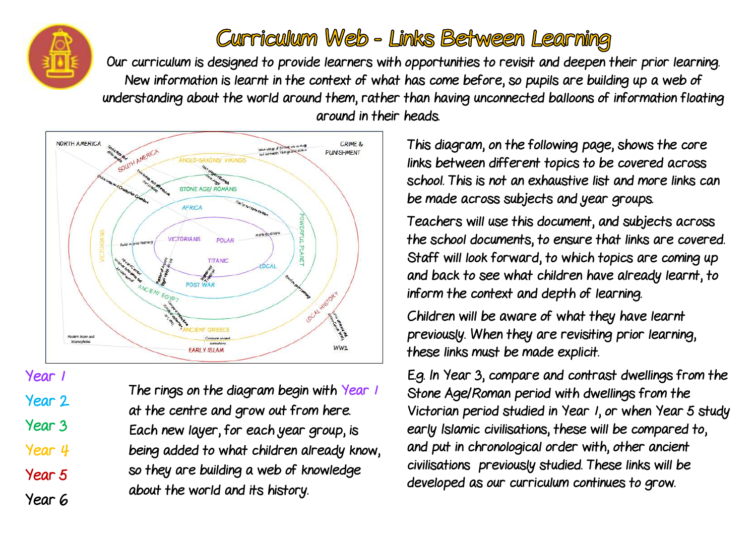# Curriculum Web - Links Between Learning

Our curriculum is designed to provide learners with opportunities to revisit and deepen their prior learning. New information is learnt in the context of what has come before, so pupils are building up a web of understanding about the world around them, rather than having unconnected balloons of information floating around in their heads.

This diagram, on the following page, shows the core links between different topics to be covered across school. This is not an exhaustive list and more links can be made across subjects and year groups.

Teachers will use this document, and subjects across the school documents, to ensure that links are covered. Staff will look forward, to which topics are coming up and back to see what children have already learnt, to inform the context and depth of learning.

Children will be aware of what they have learnt previously. When they are revisiting prior learning, these links must be made explicit.

E.g. In Year 3, compare and contrast dwellings from the Stone Age/Roman period with dwellings from the Victorian period studied in Year 1, or when Year 5 study early Islamic civilisations, these will be compared to, and put in chronological order with, other ancient civilisations previously studied. These links will be developed as our curriculum continues to grow.

NORTH AMERICA
SOUTH AMERICA
ANGLO-SAXONS/ VIKINGS
STONE AGE/ ROMANS
AFRICA
VICTORIANS
POLAR
TITANIC
LOCAL
POST WAR
ANCIENT EGYPT
ANCIENT GREECE
EARLY ISLAM
POWERFUL PLANET
LOCAL HISTORY
CRIME & PUNISHMENT
WW2
Modern Islam and Islamophobia

- Year 1
- Year 2
- Year 3
- Year 4
- Year 5
- Year 6

The rings on the diagram begin with Year 1 at the centre and grow out from here. Each new layer, for each year group, is being added to what children already know, so they are building a web of knowledge about the world and its history.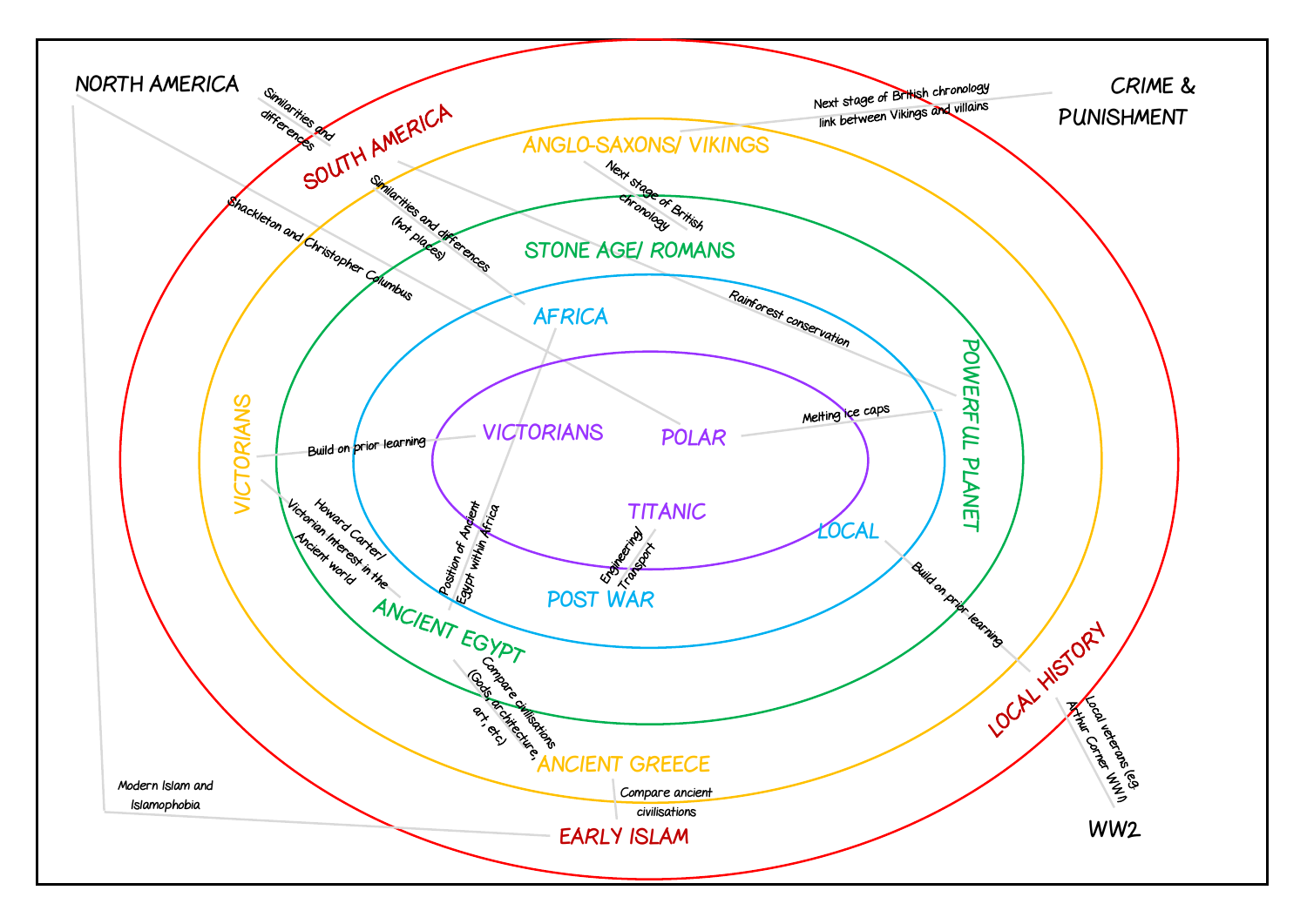NORTH AMERICA

CRIME & PUNISHMENT

SOUTH AMERICA

ANGLO-SAXONS/ VIKINGS

STONE AGE/ ROMANS

AFRICA

POWERFUL PLANET

VICTORIANS

VICTORIANS

POLAR

TITANIC

LOCAL

POST WAR

ANCIENT EGYPT

ANCIENT GREECE

LOCAL HISTORY

EARLY ISLAM

WW2

Similarities and differences

Next stage of British chronology link between Vikings and villains

Next stage of British chronology

Similarities and differences (hot places)

Shackleton and Christopher Columbus

Rainforest conservation

Melting ice caps

Build on prior learning

Howard Carter/ Victorian interest in the Ancient world

Position of Ancient Egypt within Africa

Engineering/ Transport

Build on prior learning

Compare civilisations (Gods, architecture, art, etc)

Local veterans (eg. Arthur Corner WW1)

Modern Islam and Islamophobia

Compare ancient civilisations